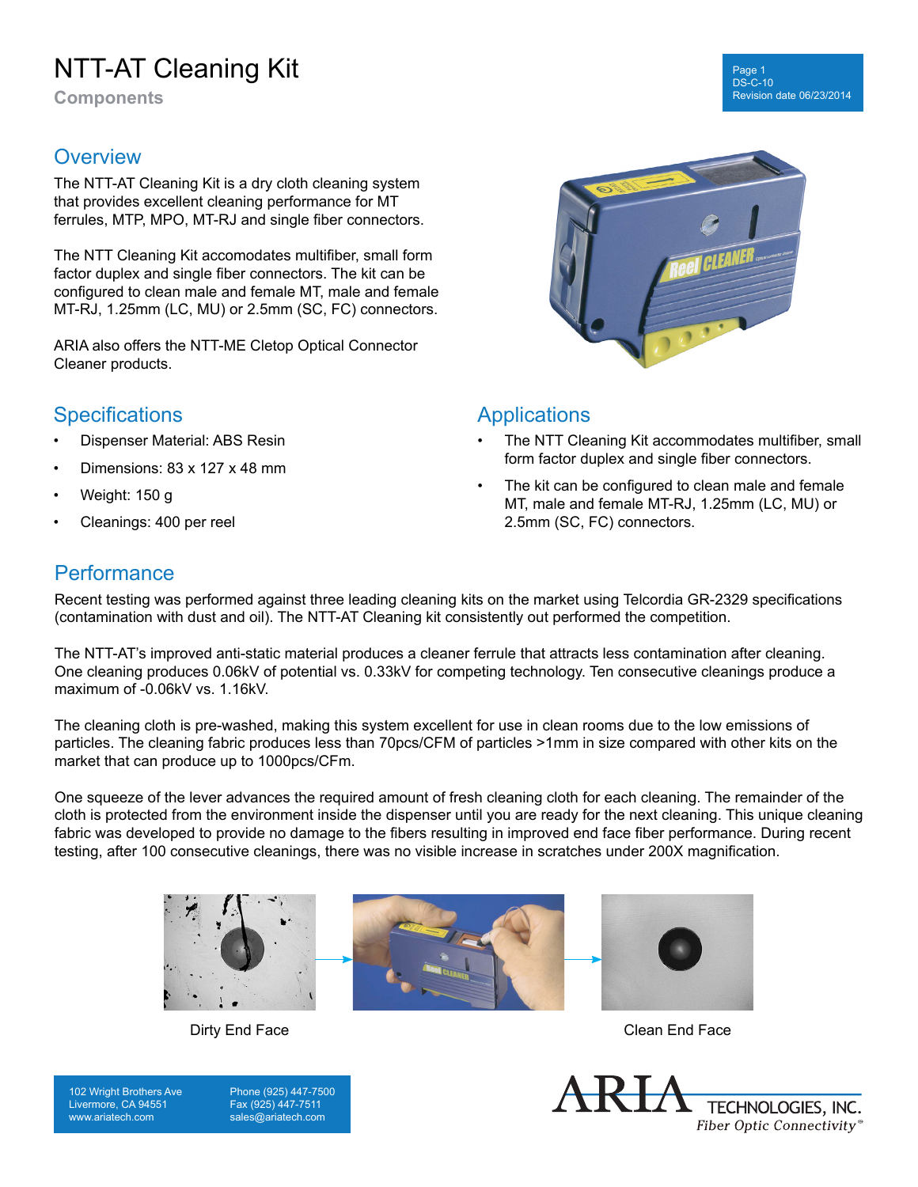# NTT-AT Cleaning Kit

**Components**

Page 1
DS-C-10
Revision date 06/23/2014

## Overview

The NTT-AT Cleaning Kit is a dry cloth cleaning system that provides excellent cleaning performance for MT ferrules, MTP, MPO, MT-RJ and single fiber connectors.

The NTT Cleaning Kit accomodates multifiber, small form factor duplex and single fiber connectors. The kit can be configured to clean male and female MT, male and female MT-RJ, 1.25mm (LC, MU) or 2.5mm (SC, FC) connectors.

ARIA also offers the NTT-ME Cletop Optical Connector Cleaner products.

## Specifications

- Dispenser Material: ABS Resin
- Dimensions: 83 x 127 x 48 mm
- Weight: 150 g
- Cleanings: 400 per reel

## Applications

- The NTT Cleaning Kit accommodates multifiber, small form factor duplex and single fiber connectors.
- The kit can be configured to clean male and female MT, male and female MT-RJ, 1.25mm (LC, MU) or 2.5mm (SC, FC) connectors.

## Performance

Recent testing was performed against three leading cleaning kits on the market using Telcordia GR-2329 specifications (contamination with dust and oil). The NTT-AT Cleaning kit consistently out performed the competition.

The NTT-AT's improved anti-static material produces a cleaner ferrule that attracts less contamination after cleaning. One cleaning produces 0.06kV of potential vs. 0.33kV for competing technology. Ten consecutive cleanings produce a maximum of -0.06kV vs. 1.16kV.

The cleaning cloth is pre-washed, making this system excellent for use in clean rooms due to the low emissions of particles. The cleaning fabric produces less than 70pcs/CFM of particles >1mm in size compared with other kits on the market that can produce up to 1000pcs/CFm.

One squeeze of the lever advances the required amount of fresh cleaning cloth for each cleaning. The remainder of the cloth is protected from the environment inside the dispenser until you are ready for the next cleaning. This unique cleaning fabric was developed to provide no damage to the fibers resulting in improved end face fiber performance. During recent testing, after 100 consecutive cleanings, there was no visible increase in scratches under 200X magnification.

Dirty End Face

Clean End Face

102 Wright Brothers Ave
Livermore, CA 94551
www.ariatech.com

Phone (925) 447-7500
Fax (925) 447-7511
sales@ariatech.com

ARIA TECHNOLOGIES, INC.
*Fiber Optic Connectivity*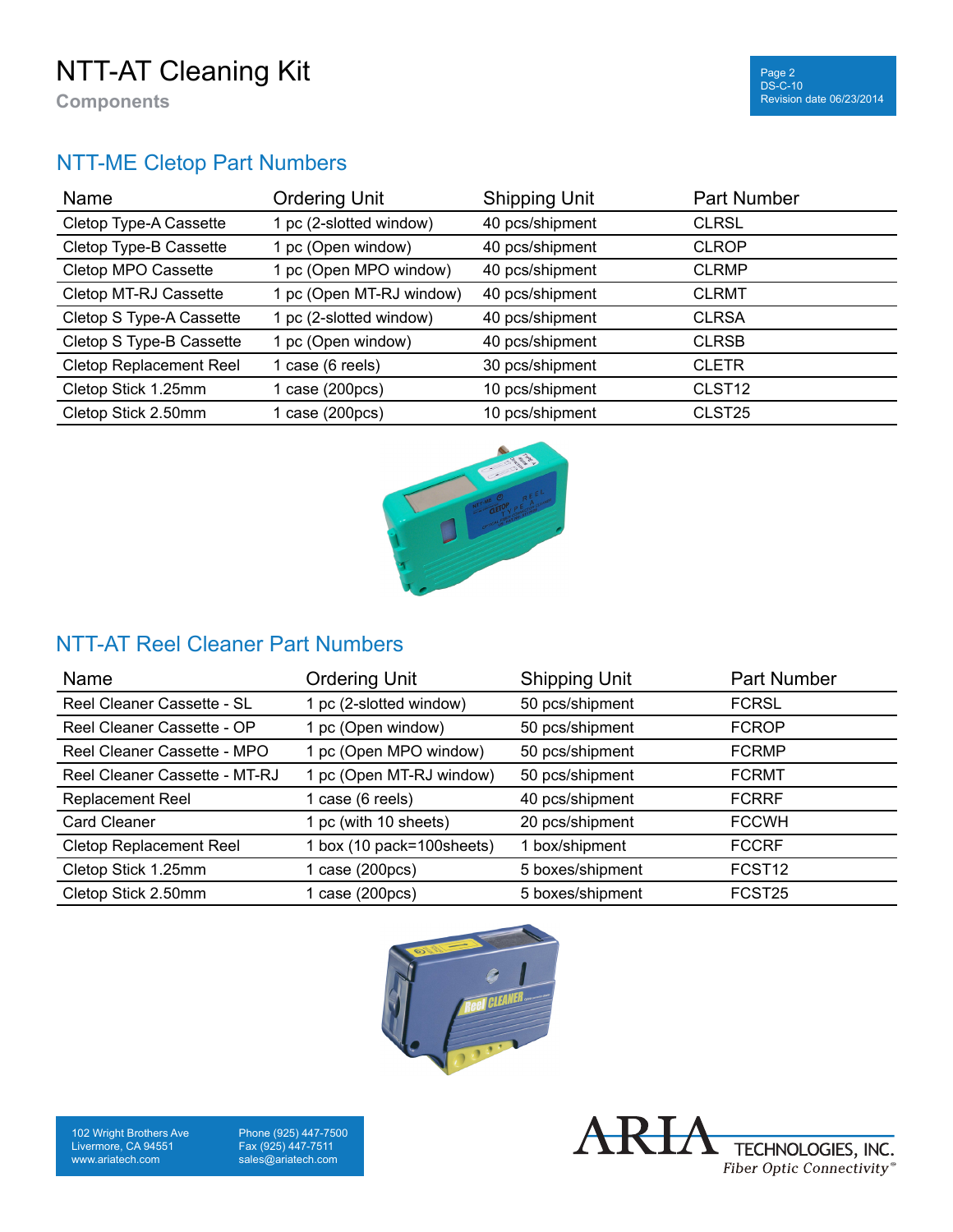// Page 2 of 2: "Page 2 DS-C-10 Revision date 06/23/2014" is a running header (omitted); footer address/contact likely repeated on every page (omitted).
# NTT-AT Cleaning Kit

**Components**

## NTT-ME Cletop Part Numbers

| Name | Ordering Unit | Shipping Unit | Part Number |
|---|---|---|---|
| Cletop Type-A Cassette | 1 pc (2-slotted window) | 40 pcs/shipment | CLRSL |
| Cletop Type-B Cassette | 1 pc (Open window) | 40 pcs/shipment | CLROP |
| Cletop MPO Cassette | 1 pc (Open MPO window) | 40 pcs/shipment | CLRMP |
| Cletop MT-RJ Cassette | 1 pc (Open MT-RJ window) | 40 pcs/shipment | CLRMT |
| Cletop S Type-A Cassette | 1 pc (2-slotted window) | 40 pcs/shipment | CLRSA |
| Cletop S Type-B Cassette | 1 pc (Open window) | 40 pcs/shipment | CLRSB |
| Cletop Replacement Reel | 1 case (6 reels) | 30 pcs/shipment | CLETR |
| Cletop Stick 1.25mm | 1 case (200pcs) | 10 pcs/shipment | CLST12 |
| Cletop Stick 2.50mm | 1 case (200pcs) | 10 pcs/shipment | CLST25 |

## NTT-AT Reel Cleaner Part Numbers

| Name | Ordering Unit | Shipping Unit | Part Number |
|---|---|---|---|
| Reel Cleaner Cassette - SL | 1 pc (2-slotted window) | 50 pcs/shipment | FCRSL |
| Reel Cleaner Cassette - OP | 1 pc (Open window) | 50 pcs/shipment | FCROP |
| Reel Cleaner Cassette - MPO | 1 pc (Open MPO window) | 50 pcs/shipment | FCRMP |
| Reel Cleaner Cassette - MT-RJ | 1 pc (Open MT-RJ window) | 50 pcs/shipment | FCRMT |
| Replacement Reel | 1 case (6 reels) | 40 pcs/shipment | FCRRF |
| Card Cleaner | 1 pc (with 10 sheets) | 20 pcs/shipment | FCCWH |
| Cletop Replacement Reel | 1 box (10 pack=100sheets) | 1 box/shipment | FCCRF |
| Cletop Stick 1.25mm | 1 case (200pcs) | 5 boxes/shipment | FCST12 |
| Cletop Stick 2.50mm | 1 case (200pcs) | 5 boxes/shipment | FCST25 |